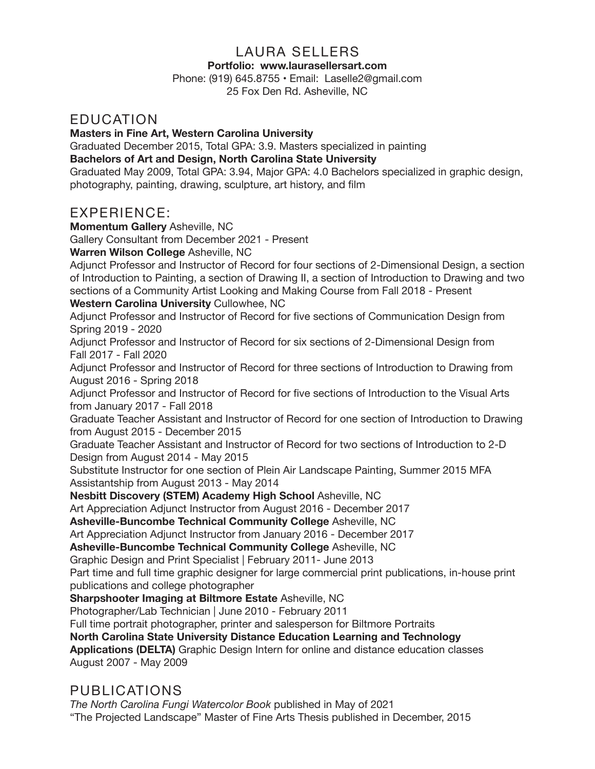# LAURA SELLERS

**Portfolio: www.laurasellersart.com**

Phone: (919) 645.8755 • Email: Laselle2@gmail.com

25 Fox Den Rd. Asheville, NC

## EDUCATION

**Masters in Fine Art, Western Carolina University**

Graduated December 2015, Total GPA: 3.9. Masters specialized in painting

**Bachelors of Art and Design, North Carolina State University**

Graduated May 2009, Total GPA: 3.94, Major GPA: 4.0 Bachelors specialized in graphic design, photography, painting, drawing, sculpture, art history, and film

## EXPERIENCE:

**Momentum Gallery** Asheville, NC

Gallery Consultant from December 2021 - Present

**Warren Wilson College** Asheville, NC

Adjunct Professor and Instructor of Record for four sections of 2-Dimensional Design, a section of Introduction to Painting, a section of Drawing II, a section of Introduction to Drawing and two sections of a Community Artist Looking and Making Course from Fall 2018 - Present

**Western Carolina University** Cullowhee, NC

Adjunct Professor and Instructor of Record for five sections of Communication Design from Spring 2019 - 2020

Adjunct Professor and Instructor of Record for six sections of 2-Dimensional Design from Fall 2017 - Fall 2020

Adjunct Professor and Instructor of Record for three sections of Introduction to Drawing from August 2016 - Spring 2018

Adjunct Professor and Instructor of Record for five sections of Introduction to the Visual Arts from January 2017 - Fall 2018

Graduate Teacher Assistant and Instructor of Record for one section of Introduction to Drawing from August 2015 - December 2015

Graduate Teacher Assistant and Instructor of Record for two sections of Introduction to 2-D Design from August 2014 - May 2015

Substitute Instructor for one section of Plein Air Landscape Painting, Summer 2015 MFA Assistantship from August 2013 - May 2014

**Nesbitt Discovery (STEM) Academy High School** Asheville, NC

Art Appreciation Adjunct Instructor from August 2016 - December 2017

**Asheville-Buncombe Technical Community College** Asheville, NC

Art Appreciation Adjunct Instructor from January 2016 - December 2017

**Asheville-Buncombe Technical Community College** Asheville, NC

Graphic Design and Print Specialist | February 2011- June 2013

Part time and full time graphic designer for large commercial print publications, in-house print publications and college photographer

**Sharpshooter Imaging at Biltmore Estate** Asheville, NC

Photographer/Lab Technician | June 2010 - February 2011

Full time portrait photographer, printer and salesperson for Biltmore Portraits

**North Carolina State University Distance Education Learning and Technology Applications (DELTA)** Graphic Design Intern for online and distance education classes August 2007 - May 2009

## PUBLICATIONS

*The North Carolina Fungi Watercolor Book* published in May of 2021

"The Projected Landscape" Master of Fine Arts Thesis published in December, 2015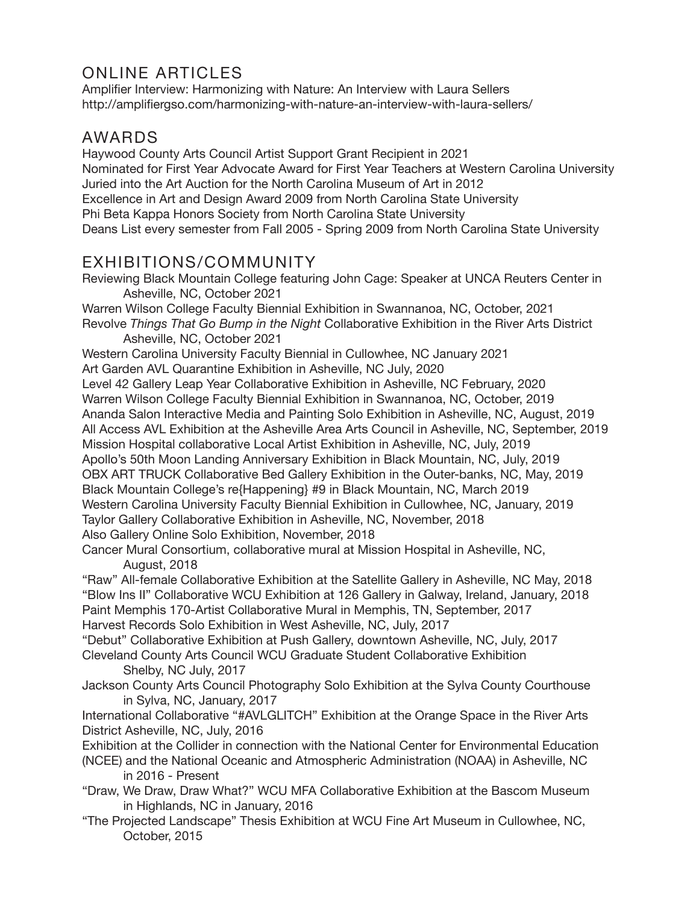## ONLINE ARTICLES

Amplifier Interview: Harmonizing with Nature: An Interview with Laura Sellers
http://amplifiergso.com/harmonizing-with-nature-an-interview-with-laura-sellers/

## AWARDS

Haywood County Arts Council Artist Support Grant Recipient in 2021
Nominated for First Year Advocate Award for First Year Teachers at Western Carolina University
Juried into the Art Auction for the North Carolina Museum of Art in 2012
Excellence in Art and Design Award 2009 from North Carolina State University
Phi Beta Kappa Honors Society from North Carolina State University
Deans List every semester from Fall 2005 - Spring 2009 from North Carolina State University

## EXHIBITIONS/COMMUNITY

Reviewing Black Mountain College featuring John Cage: Speaker at UNCA Reuters Center in Asheville, NC, October 2021
Warren Wilson College Faculty Biennial Exhibition in Swannanoa, NC, October, 2021
Revolve *Things That Go Bump in the Night* Collaborative Exhibition in the River Arts District Asheville, NC, October 2021
Western Carolina University Faculty Biennial in Cullowhee, NC January 2021
Art Garden AVL Quarantine Exhibition in Asheville, NC July, 2020
Level 42 Gallery Leap Year Collaborative Exhibition in Asheville, NC February, 2020
Warren Wilson College Faculty Biennial Exhibition in Swannanoa, NC, October, 2019
Ananda Salon Interactive Media and Painting Solo Exhibition in Asheville, NC, August, 2019
All Access AVL Exhibition at the Asheville Area Arts Council in Asheville, NC, September, 2019
Mission Hospital collaborative Local Artist Exhibition in Asheville, NC, July, 2019
Apollo's 50th Moon Landing Anniversary Exhibition in Black Mountain, NC, July, 2019
OBX ART TRUCK Collaborative Bed Gallery Exhibition in the Outer-banks, NC, May, 2019
Black Mountain College's re{Happening} #9 in Black Mountain, NC, March 2019
Western Carolina University Faculty Biennial Exhibition in Cullowhee, NC, January, 2019
Taylor Gallery Collaborative Exhibition in Asheville, NC, November, 2018
Also Gallery Online Solo Exhibition, November, 2018
Cancer Mural Consortium, collaborative mural at Mission Hospital in Asheville, NC, August, 2018
"Raw" All-female Collaborative Exhibition at the Satellite Gallery in Asheville, NC May, 2018
"Blow Ins II" Collaborative WCU Exhibition at 126 Gallery in Galway, Ireland, January, 2018
Paint Memphis 170-Artist Collaborative Mural in Memphis, TN, September, 2017
Harvest Records Solo Exhibition in West Asheville, NC, July, 2017
"Debut" Collaborative Exhibition at Push Gallery, downtown Asheville, NC, July, 2017
Cleveland County Arts Council WCU Graduate Student Collaborative Exhibition Shelby, NC July, 2017
Jackson County Arts Council Photography Solo Exhibition at the Sylva County Courthouse in Sylva, NC, January, 2017
International Collaborative "#AVLGLITCH" Exhibition at the Orange Space in the River Arts District Asheville, NC, July, 2016
Exhibition at the Collider in connection with the National Center for Environmental Education (NCEE) and the National Oceanic and Atmospheric Administration (NOAA) in Asheville, NC in 2016 - Present
"Draw, We Draw, Draw What?" WCU MFA Collaborative Exhibition at the Bascom Museum in Highlands, NC in January, 2016
"The Projected Landscape" Thesis Exhibition at WCU Fine Art Museum in Cullowhee, NC, October, 2015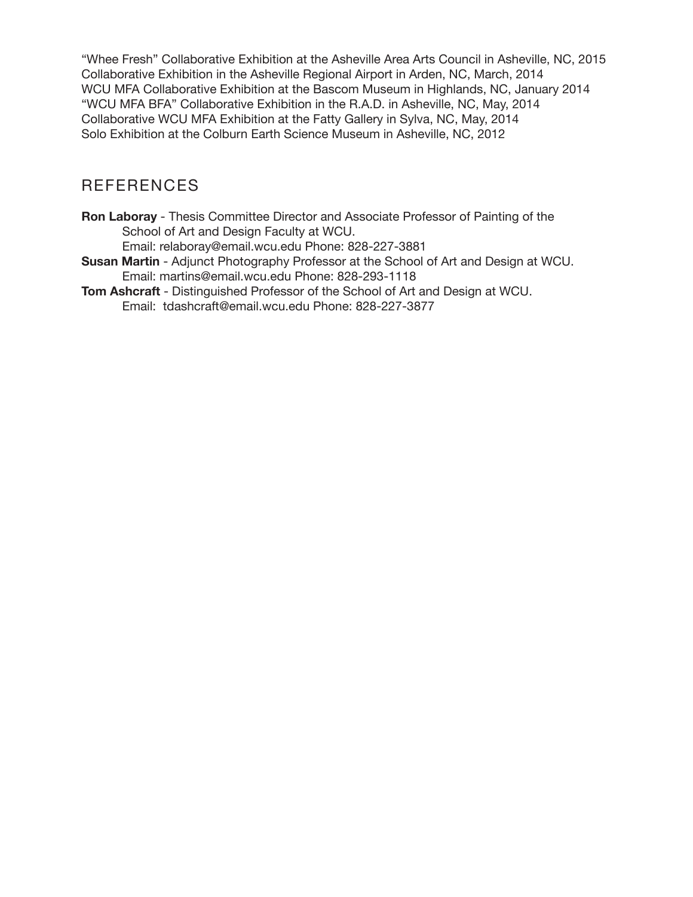"Whee Fresh" Collaborative Exhibition at the Asheville Area Arts Council in Asheville, NC, 2015
Collaborative Exhibition in the Asheville Regional Airport in Arden, NC, March, 2014
WCU MFA Collaborative Exhibition at the Bascom Museum in Highlands, NC, January 2014
"WCU MFA BFA" Collaborative Exhibition in the R.A.D. in Asheville, NC, May, 2014
Collaborative WCU MFA Exhibition at the Fatty Gallery in Sylva, NC, May, 2014
Solo Exhibition at the Colburn Earth Science Museum in Asheville, NC, 2012

## REFERENCES

**Ron Laboray** - Thesis Committee Director and Associate Professor of Painting of the School of Art and Design Faculty at WCU.
Email: relaboray@email.wcu.edu Phone: 828-227-3881

**Susan Martin** - Adjunct Photography Professor at the School of Art and Design at WCU.
Email: martins@email.wcu.edu Phone: 828-293-1118

**Tom Ashcraft** - Distinguished Professor of the School of Art and Design at WCU.
Email: tdashcraft@email.wcu.edu Phone: 828-227-3877